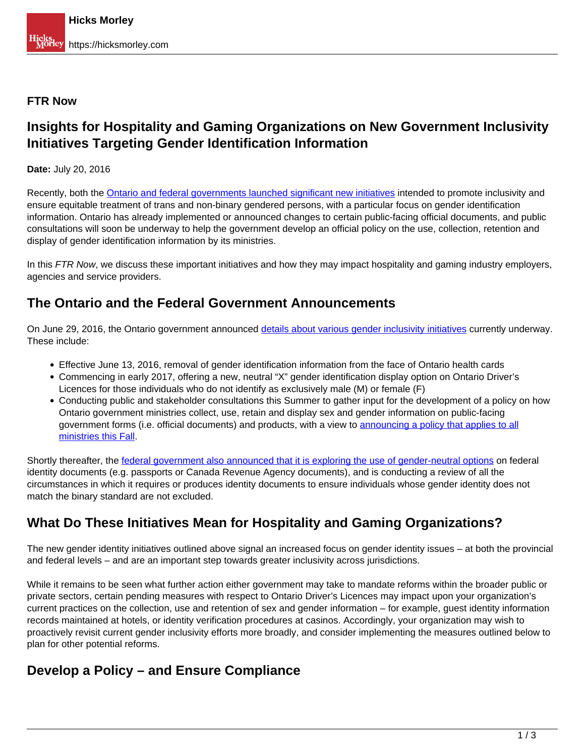**FTR Now**

# Insights for Hospitality and Gaming Organizations on New Government Inclusivity Initiatives Targeting Gender Identification Information

**Date:** July 20, 2016

Recently, both the Ontario and federal governments launched significant new initiatives intended to promote inclusivity and ensure equitable treatment of trans and non-binary gendered persons, with a particular focus on gender identification information. Ontario has already implemented or announced changes to certain public-facing official documents, and public consultations will soon be underway to help the government develop an official policy on the use, collection, retention and display of gender identification information by its ministries.

In this *FTR Now*, we discuss these important initiatives and how they may impact hospitality and gaming industry employers, agencies and service providers.

## The Ontario and the Federal Government Announcements

On June 29, 2016, the Ontario government announced details about various gender inclusivity initiatives currently underway. These include:

- Effective June 13, 2016, removal of gender identification information from the face of Ontario health cards
- Commencing in early 2017, offering a new, neutral "X" gender identification display option on Ontario Driver's Licences for those individuals who do not identify as exclusively male (M) or female (F)
- Conducting public and stakeholder consultations this Summer to gather input for the development of a policy on how Ontario government ministries collect, use, retain and display sex and gender information on public-facing government forms (i.e. official documents) and products, with a view to announcing a policy that applies to all ministries this Fall.

Shortly thereafter, the federal government also announced that it is exploring the use of gender-neutral options on federal identity documents (e.g. passports or Canada Revenue Agency documents), and is conducting a review of all the circumstances in which it requires or produces identity documents to ensure individuals whose gender identity does not match the binary standard are not excluded.

## What Do These Initiatives Mean for Hospitality and Gaming Organizations?

The new gender identity initiatives outlined above signal an increased focus on gender identity issues – at both the provincial and federal levels – and are an important step towards greater inclusivity across jurisdictions.

While it remains to be seen what further action either government may take to mandate reforms within the broader public or private sectors, certain pending measures with respect to Ontario Driver's Licences may impact upon your organization's current practices on the collection, use and retention of sex and gender information – for example, guest identity information records maintained at hotels, or identity verification procedures at casinos. Accordingly, your organization may wish to proactively revisit current gender inclusivity efforts more broadly, and consider implementing the measures outlined below to plan for other potential reforms.

## Develop a Policy – and Ensure Compliance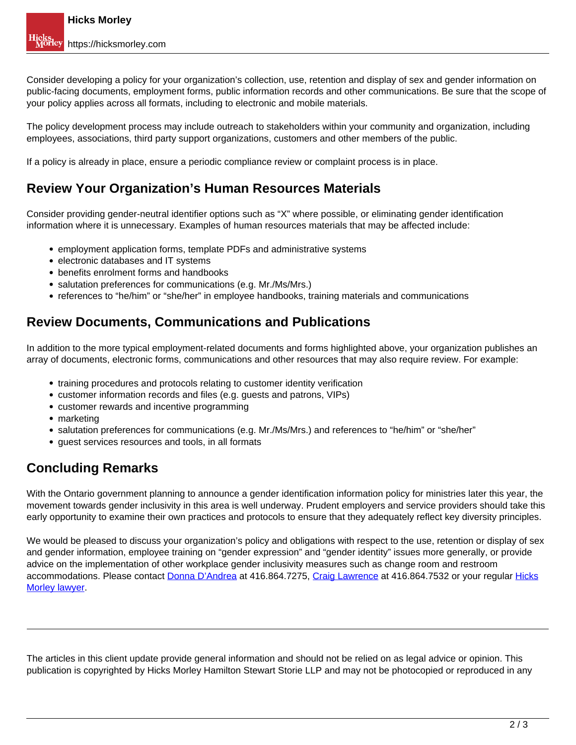Consider developing a policy for your organization's collection, use, retention and display of sex and gender information on public-facing documents, employment forms, public information records and other communications. Be sure that the scope of your policy applies across all formats, including to electronic and mobile materials.

The policy development process may include outreach to stakeholders within your community and organization, including employees, associations, third party support organizations, customers and other members of the public.

If a policy is already in place, ensure a periodic compliance review or complaint process is in place.

## Review Your Organization's Human Resources Materials

Consider providing gender-neutral identifier options such as "X" where possible, or eliminating gender identification information where it is unnecessary. Examples of human resources materials that may be affected include:

- employment application forms, template PDFs and administrative systems
- electronic databases and IT systems
- benefits enrolment forms and handbooks
- salutation preferences for communications (e.g. Mr./Ms/Mrs.)
- references to "he/him" or "she/her" in employee handbooks, training materials and communications

## Review Documents, Communications and Publications

In addition to the more typical employment-related documents and forms highlighted above, your organization publishes an array of documents, electronic forms, communications and other resources that may also require review. For example:

- training procedures and protocols relating to customer identity verification
- customer information records and files (e.g. guests and patrons, VIPs)
- customer rewards and incentive programming
- marketing
- salutation preferences for communications (e.g. Mr./Ms/Mrs.) and references to "he/him" or "she/her"
- guest services resources and tools, in all formats

## Concluding Remarks

With the Ontario government planning to announce a gender identification information policy for ministries later this year, the movement towards gender inclusivity in this area is well underway. Prudent employers and service providers should take this early opportunity to examine their own practices and protocols to ensure that they adequately reflect key diversity principles.

We would be pleased to discuss your organization's policy and obligations with respect to the use, retention or display of sex and gender information, employee training on "gender expression" and "gender identity" issues more generally, or provide advice on the implementation of other workplace gender inclusivity measures such as change room and restroom accommodations. Please contact Donna D'Andrea at 416.864.7275, Craig Lawrence at 416.864.7532 or your regular Hicks Morley lawyer.

---

The articles in this client update provide general information and should not be relied on as legal advice or opinion. This publication is copyrighted by Hicks Morley Hamilton Stewart Storie LLP and may not be photocopied or reproduced in any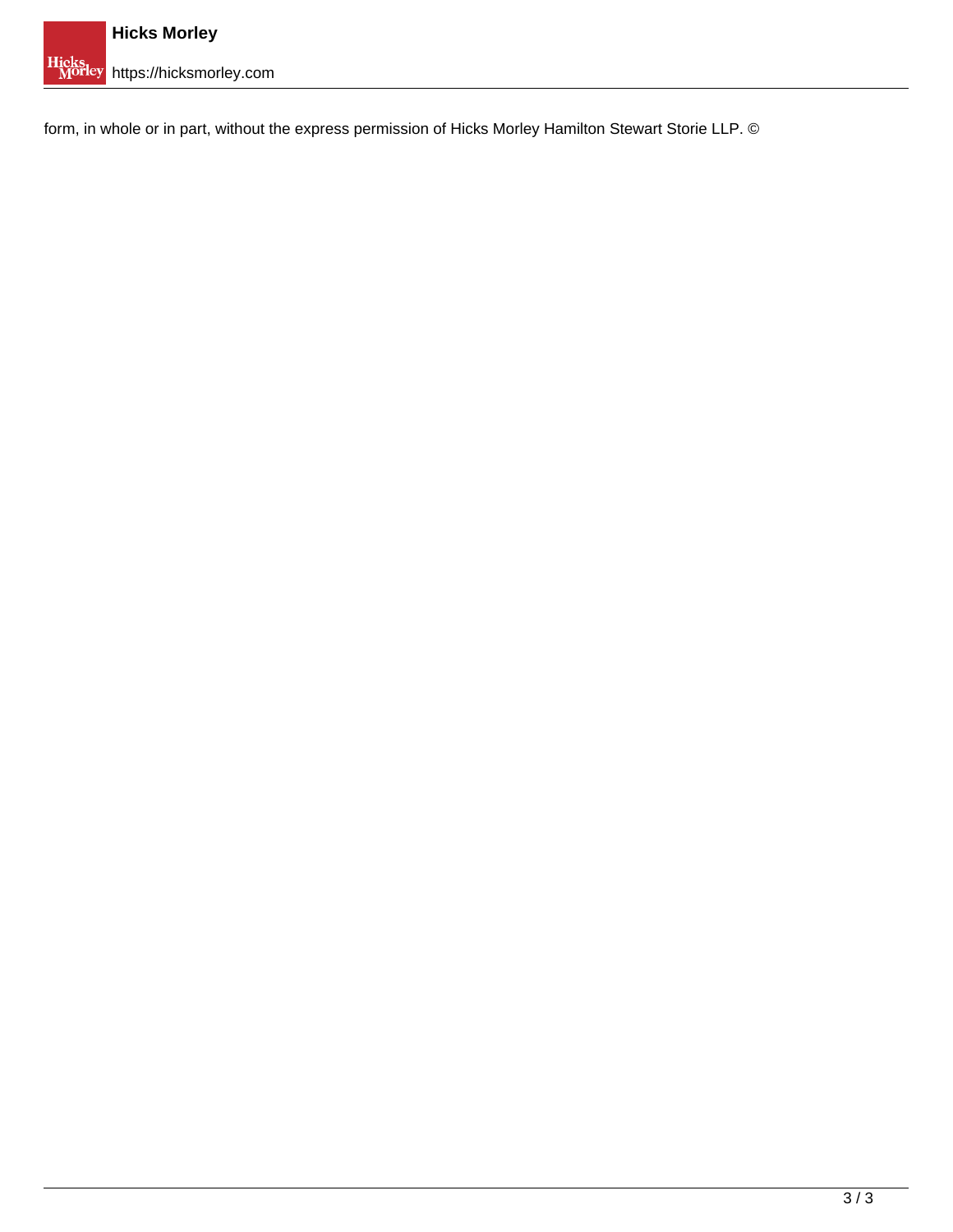form, in whole or in part, without the express permission of Hicks Morley Hamilton Stewart Storie LLP. ©